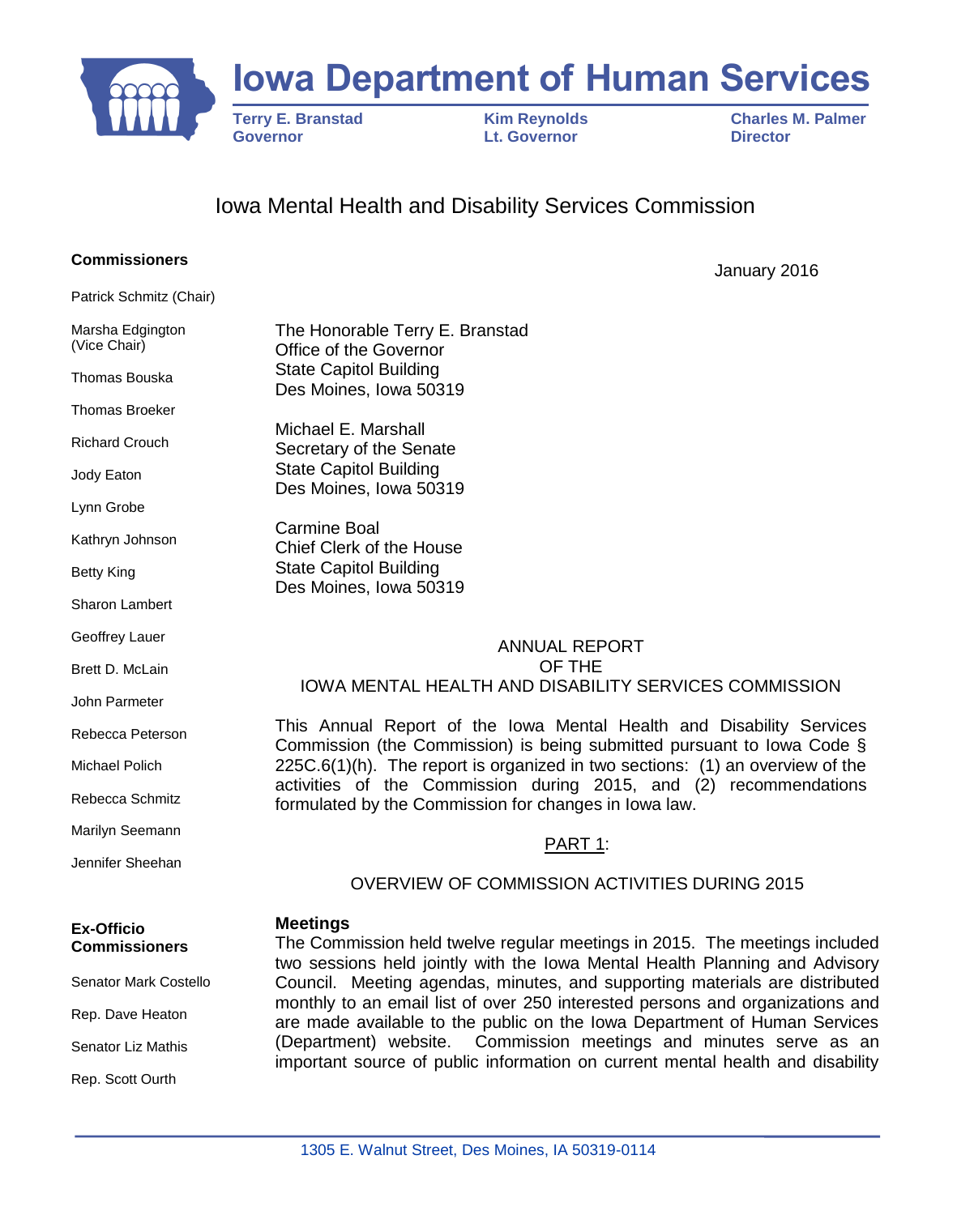# Iowa Department of Human Services

**Terry E. Branstad**
**Governor**

**Kim Reynolds**
**Lt. Governor**

**Charles M. Palmer**
**Director**

## Iowa Mental Health and Disability Services Commission

**Commissioners**

Patrick Schmitz (Chair)

Marsha Edgington (Vice Chair)

Thomas Bouska

Thomas Broeker

Richard Crouch

Jody Eaton

Lynn Grobe

Kathryn Johnson

Betty King

Sharon Lambert

Geoffrey Lauer

Brett D. McLain

John Parmeter

Rebecca Peterson

Michael Polich

Rebecca Schmitz

Marilyn Seemann

Jennifer Sheehan

**Ex-Officio Commissioners**

Senator Mark Costello

Rep. Dave Heaton

Senator Liz Mathis

Rep. Scott Ourth

January 2016

The Honorable Terry E. Branstad
Office of the Governor
State Capitol Building
Des Moines, Iowa 50319

Michael E. Marshall
Secretary of the Senate
State Capitol Building
Des Moines, Iowa 50319

Carmine Boal
Chief Clerk of the House
State Capitol Building
Des Moines, Iowa 50319

ANNUAL REPORT
OF THE
IOWA MENTAL HEALTH AND DISABILITY SERVICES COMMISSION

This Annual Report of the Iowa Mental Health and Disability Services Commission (the Commission) is being submitted pursuant to Iowa Code § 225C.6(1)(h). The report is organized in two sections: (1) an overview of the activities of the Commission during 2015, and (2) recommendations formulated by the Commission for changes in Iowa law.

PART 1:

OVERVIEW OF COMMISSION ACTIVITIES DURING 2015

**Meetings**

The Commission held twelve regular meetings in 2015. The meetings included two sessions held jointly with the Iowa Mental Health Planning and Advisory Council. Meeting agendas, minutes, and supporting materials are distributed monthly to an email list of over 250 interested persons and organizations and are made available to the public on the Iowa Department of Human Services (Department) website. Commission meetings and minutes serve as an important source of public information on current mental health and disability

1305 E. Walnut Street, Des Moines, IA 50319-0114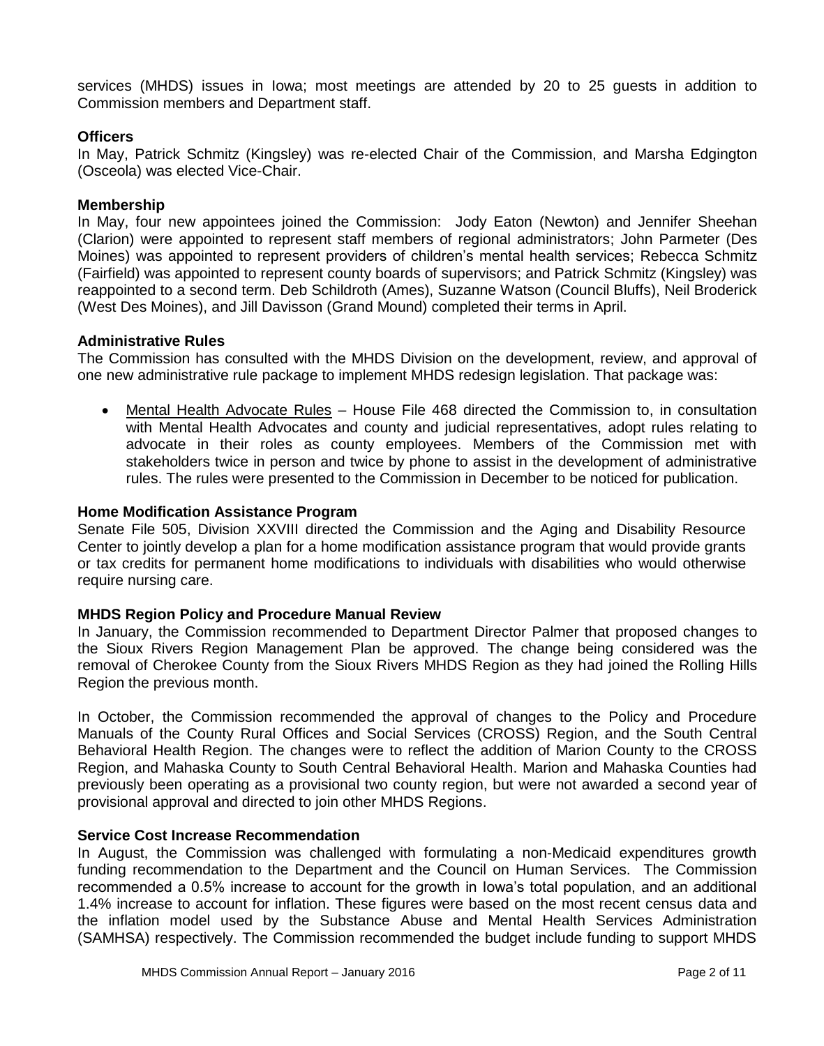services (MHDS) issues in Iowa; most meetings are attended by 20 to 25 guests in addition to Commission members and Department staff.

**Officers**

In May, Patrick Schmitz (Kingsley) was re-elected Chair of the Commission, and Marsha Edgington (Osceola) was elected Vice-Chair.

**Membership**

In May, four new appointees joined the Commission: Jody Eaton (Newton) and Jennifer Sheehan (Clarion) were appointed to represent staff members of regional administrators; John Parmeter (Des Moines) was appointed to represent providers of children's mental health services; Rebecca Schmitz (Fairfield) was appointed to represent county boards of supervisors; and Patrick Schmitz (Kingsley) was reappointed to a second term. Deb Schildroth (Ames), Suzanne Watson (Council Bluffs), Neil Broderick (West Des Moines), and Jill Davisson (Grand Mound) completed their terms in April.

**Administrative Rules**

The Commission has consulted with the MHDS Division on the development, review, and approval of one new administrative rule package to implement MHDS redesign legislation. That package was:

- Mental Health Advocate Rules – House File 468 directed the Commission to, in consultation with Mental Health Advocates and county and judicial representatives, adopt rules relating to advocate in their roles as county employees. Members of the Commission met with stakeholders twice in person and twice by phone to assist in the development of administrative rules. The rules were presented to the Commission in December to be noticed for publication.

**Home Modification Assistance Program**

Senate File 505, Division XXVIII directed the Commission and the Aging and Disability Resource Center to jointly develop a plan for a home modification assistance program that would provide grants or tax credits for permanent home modifications to individuals with disabilities who would otherwise require nursing care.

**MHDS Region Policy and Procedure Manual Review**

In January, the Commission recommended to Department Director Palmer that proposed changes to the Sioux Rivers Region Management Plan be approved. The change being considered was the removal of Cherokee County from the Sioux Rivers MHDS Region as they had joined the Rolling Hills Region the previous month.

In October, the Commission recommended the approval of changes to the Policy and Procedure Manuals of the County Rural Offices and Social Services (CROSS) Region, and the South Central Behavioral Health Region. The changes were to reflect the addition of Marion County to the CROSS Region, and Mahaska County to South Central Behavioral Health. Marion and Mahaska Counties had previously been operating as a provisional two county region, but were not awarded a second year of provisional approval and directed to join other MHDS Regions.

**Service Cost Increase Recommendation**

In August, the Commission was challenged with formulating a non-Medicaid expenditures growth funding recommendation to the Department and the Council on Human Services. The Commission recommended a 0.5% increase to account for the growth in Iowa's total population, and an additional 1.4% increase to account for inflation. These figures were based on the most recent census data and the inflation model used by the Substance Abuse and Mental Health Services Administration (SAMHSA) respectively. The Commission recommended the budget include funding to support MHDS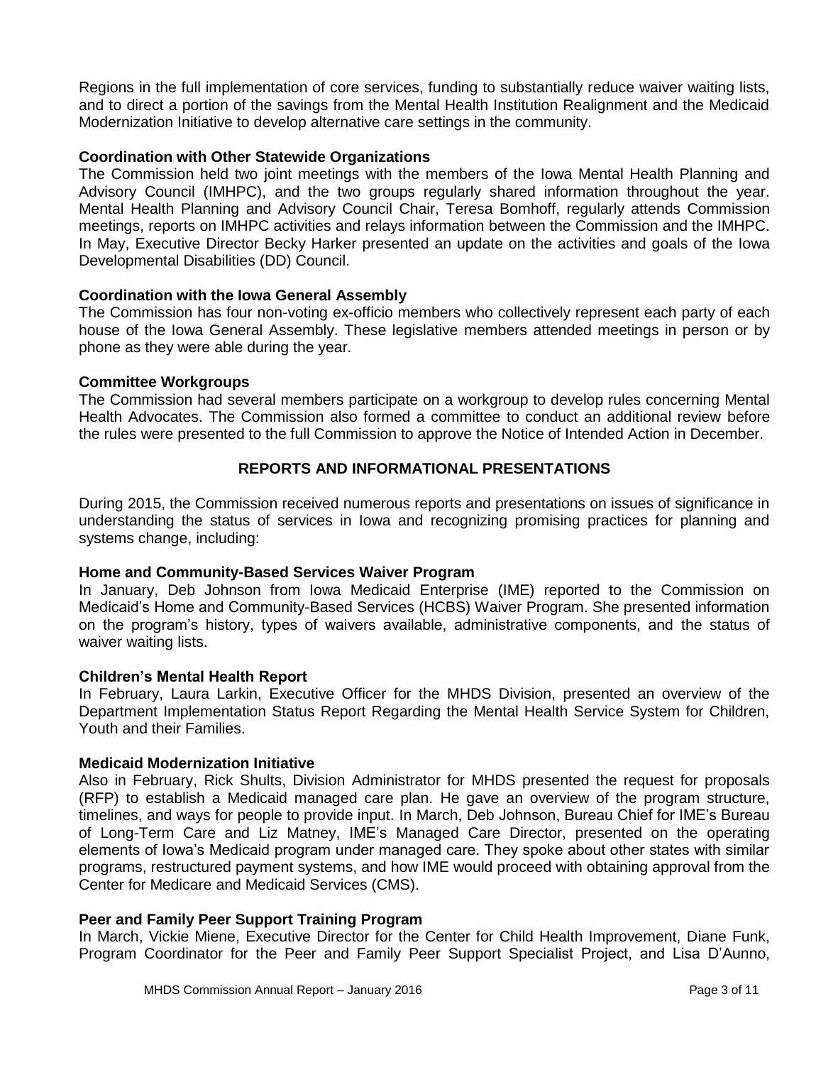Regions in the full implementation of core services, funding to substantially reduce waiver waiting lists, and to direct a portion of the savings from the Mental Health Institution Realignment and the Medicaid Modernization Initiative to develop alternative care settings in the community.

**Coordination with Other Statewide Organizations**

The Commission held two joint meetings with the members of the Iowa Mental Health Planning and Advisory Council (IMHPC), and the two groups regularly shared information throughout the year. Mental Health Planning and Advisory Council Chair, Teresa Bomhoff, regularly attends Commission meetings, reports on IMHPC activities and relays information between the Commission and the IMHPC. In May, Executive Director Becky Harker presented an update on the activities and goals of the Iowa Developmental Disabilities (DD) Council.

**Coordination with the Iowa General Assembly**

The Commission has four non-voting ex-officio members who collectively represent each party of each house of the Iowa General Assembly. These legislative members attended meetings in person or by phone as they were able during the year.

**Committee Workgroups**

The Commission had several members participate on a workgroup to develop rules concerning Mental Health Advocates. The Commission also formed a committee to conduct an additional review before the rules were presented to the full Commission to approve the Notice of Intended Action in December.

## REPORTS AND INFORMATIONAL PRESENTATIONS

During 2015, the Commission received numerous reports and presentations on issues of significance in understanding the status of services in Iowa and recognizing promising practices for planning and systems change, including:

**Home and Community-Based Services Waiver Program**

In January, Deb Johnson from Iowa Medicaid Enterprise (IME) reported to the Commission on Medicaid's Home and Community-Based Services (HCBS) Waiver Program. She presented information on the program's history, types of waivers available, administrative components, and the status of waiver waiting lists.

**Children's Mental Health Report**

In February, Laura Larkin, Executive Officer for the MHDS Division, presented an overview of the Department Implementation Status Report Regarding the Mental Health Service System for Children, Youth and their Families.

**Medicaid Modernization Initiative**

Also in February, Rick Shults, Division Administrator for MHDS presented the request for proposals (RFP) to establish a Medicaid managed care plan. He gave an overview of the program structure, timelines, and ways for people to provide input. In March, Deb Johnson, Bureau Chief for IME's Bureau of Long-Term Care and Liz Matney, IME's Managed Care Director, presented on the operating elements of Iowa's Medicaid program under managed care. They spoke about other states with similar programs, restructured payment systems, and how IME would proceed with obtaining approval from the Center for Medicare and Medicaid Services (CMS).

**Peer and Family Peer Support Training Program**

In March, Vickie Miene, Executive Director for the Center for Child Health Improvement, Diane Funk, Program Coordinator for the Peer and Family Peer Support Specialist Project, and Lisa D'Aunno,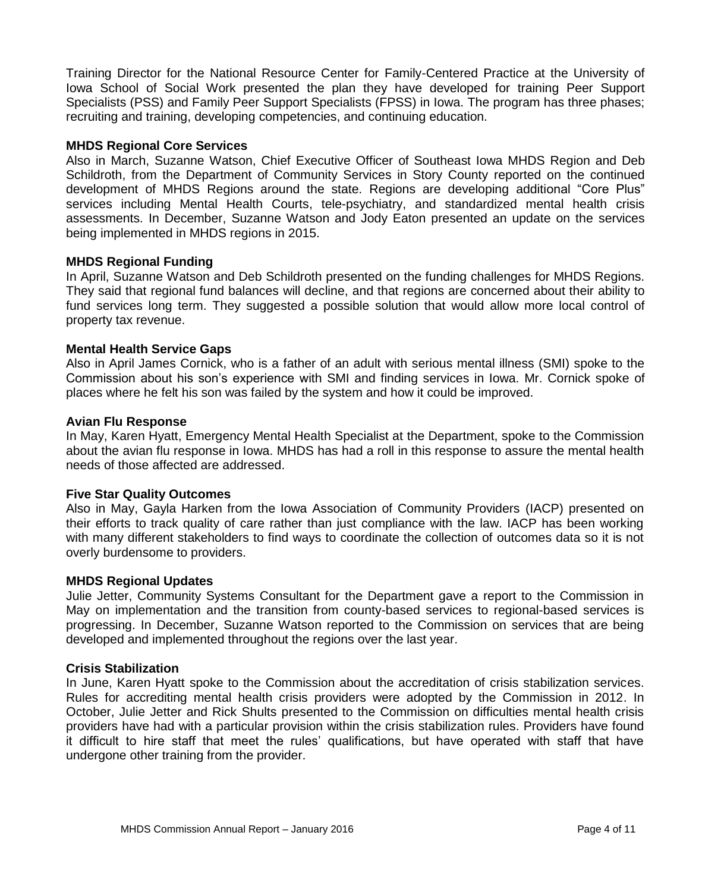Training Director for the National Resource Center for Family-Centered Practice at the University of Iowa School of Social Work presented the plan they have developed for training Peer Support Specialists (PSS) and Family Peer Support Specialists (FPSS) in Iowa. The program has three phases; recruiting and training, developing competencies, and continuing education.

**MHDS Regional Core Services**

Also in March, Suzanne Watson, Chief Executive Officer of Southeast Iowa MHDS Region and Deb Schildroth, from the Department of Community Services in Story County reported on the continued development of MHDS Regions around the state. Regions are developing additional "Core Plus" services including Mental Health Courts, tele-psychiatry, and standardized mental health crisis assessments. In December, Suzanne Watson and Jody Eaton presented an update on the services being implemented in MHDS regions in 2015.

**MHDS Regional Funding**

In April, Suzanne Watson and Deb Schildroth presented on the funding challenges for MHDS Regions. They said that regional fund balances will decline, and that regions are concerned about their ability to fund services long term. They suggested a possible solution that would allow more local control of property tax revenue.

**Mental Health Service Gaps**

Also in April James Cornick, who is a father of an adult with serious mental illness (SMI) spoke to the Commission about his son's experience with SMI and finding services in Iowa. Mr. Cornick spoke of places where he felt his son was failed by the system and how it could be improved.

**Avian Flu Response**

In May, Karen Hyatt, Emergency Mental Health Specialist at the Department, spoke to the Commission about the avian flu response in Iowa. MHDS has had a roll in this response to assure the mental health needs of those affected are addressed.

**Five Star Quality Outcomes**

Also in May, Gayla Harken from the Iowa Association of Community Providers (IACP) presented on their efforts to track quality of care rather than just compliance with the law. IACP has been working with many different stakeholders to find ways to coordinate the collection of outcomes data so it is not overly burdensome to providers.

**MHDS Regional Updates**

Julie Jetter, Community Systems Consultant for the Department gave a report to the Commission in May on implementation and the transition from county-based services to regional-based services is progressing. In December, Suzanne Watson reported to the Commission on services that are being developed and implemented throughout the regions over the last year.

**Crisis Stabilization**

In June, Karen Hyatt spoke to the Commission about the accreditation of crisis stabilization services. Rules for accrediting mental health crisis providers were adopted by the Commission in 2012. In October, Julie Jetter and Rick Shults presented to the Commission on difficulties mental health crisis providers have had with a particular provision within the crisis stabilization rules. Providers have found it difficult to hire staff that meet the rules' qualifications, but have operated with staff that have undergone other training from the provider.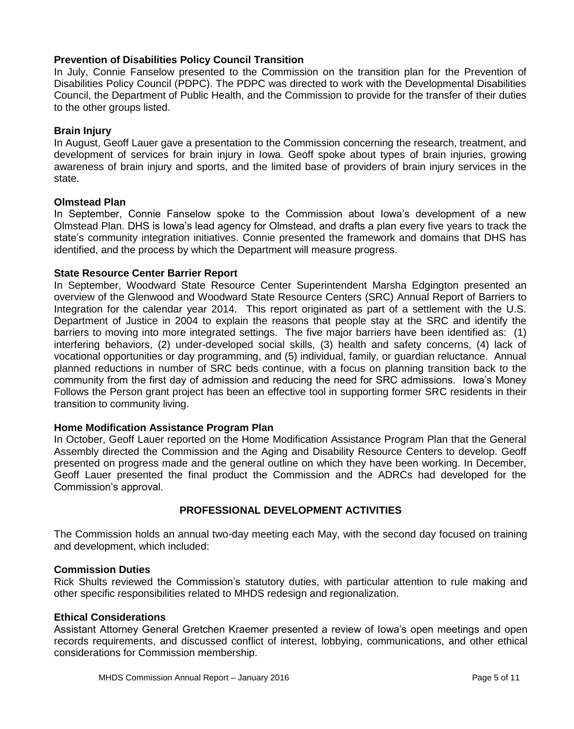**Prevention of Disabilities Policy Council Transition**

In July, Connie Fanselow presented to the Commission on the transition plan for the Prevention of Disabilities Policy Council (PDPC). The PDPC was directed to work with the Developmental Disabilities Council, the Department of Public Health, and the Commission to provide for the transfer of their duties to the other groups listed.

**Brain Injury**

In August, Geoff Lauer gave a presentation to the Commission concerning the research, treatment, and development of services for brain injury in Iowa. Geoff spoke about types of brain injuries, growing awareness of brain injury and sports, and the limited base of providers of brain injury services in the state.

**Olmstead Plan**

In September, Connie Fanselow spoke to the Commission about Iowa's development of a new Olmstead Plan. DHS is Iowa's lead agency for Olmstead, and drafts a plan every five years to track the state's community integration initiatives. Connie presented the framework and domains that DHS has identified, and the process by which the Department will measure progress.

**State Resource Center Barrier Report**

In September, Woodward State Resource Center Superintendent Marsha Edgington presented an overview of the Glenwood and Woodward State Resource Centers (SRC) Annual Report of Barriers to Integration for the calendar year 2014. This report originated as part of a settlement with the U.S. Department of Justice in 2004 to explain the reasons that people stay at the SRC and identify the barriers to moving into more integrated settings. The five major barriers have been identified as: (1) interfering behaviors, (2) under-developed social skills, (3) health and safety concerns, (4) lack of vocational opportunities or day programming, and (5) individual, family, or guardian reluctance. Annual planned reductions in number of SRC beds continue, with a focus on planning transition back to the community from the first day of admission and reducing the need for SRC admissions. Iowa's Money Follows the Person grant project has been an effective tool in supporting former SRC residents in their transition to community living.

**Home Modification Assistance Program Plan**

In October, Geoff Lauer reported on the Home Modification Assistance Program Plan that the General Assembly directed the Commission and the Aging and Disability Resource Centers to develop. Geoff presented on progress made and the general outline on which they have been working. In December, Geoff Lauer presented the final product the Commission and the ADRCs had developed for the Commission's approval.

## PROFESSIONAL DEVELOPMENT ACTIVITIES

The Commission holds an annual two-day meeting each May, with the second day focused on training and development, which included:

**Commission Duties**

Rick Shults reviewed the Commission's statutory duties, with particular attention to rule making and other specific responsibilities related to MHDS redesign and regionalization.

**Ethical Considerations**

Assistant Attorney General Gretchen Kraemer presented a review of Iowa's open meetings and open records requirements, and discussed conflict of interest, lobbying, communications, and other ethical considerations for Commission membership.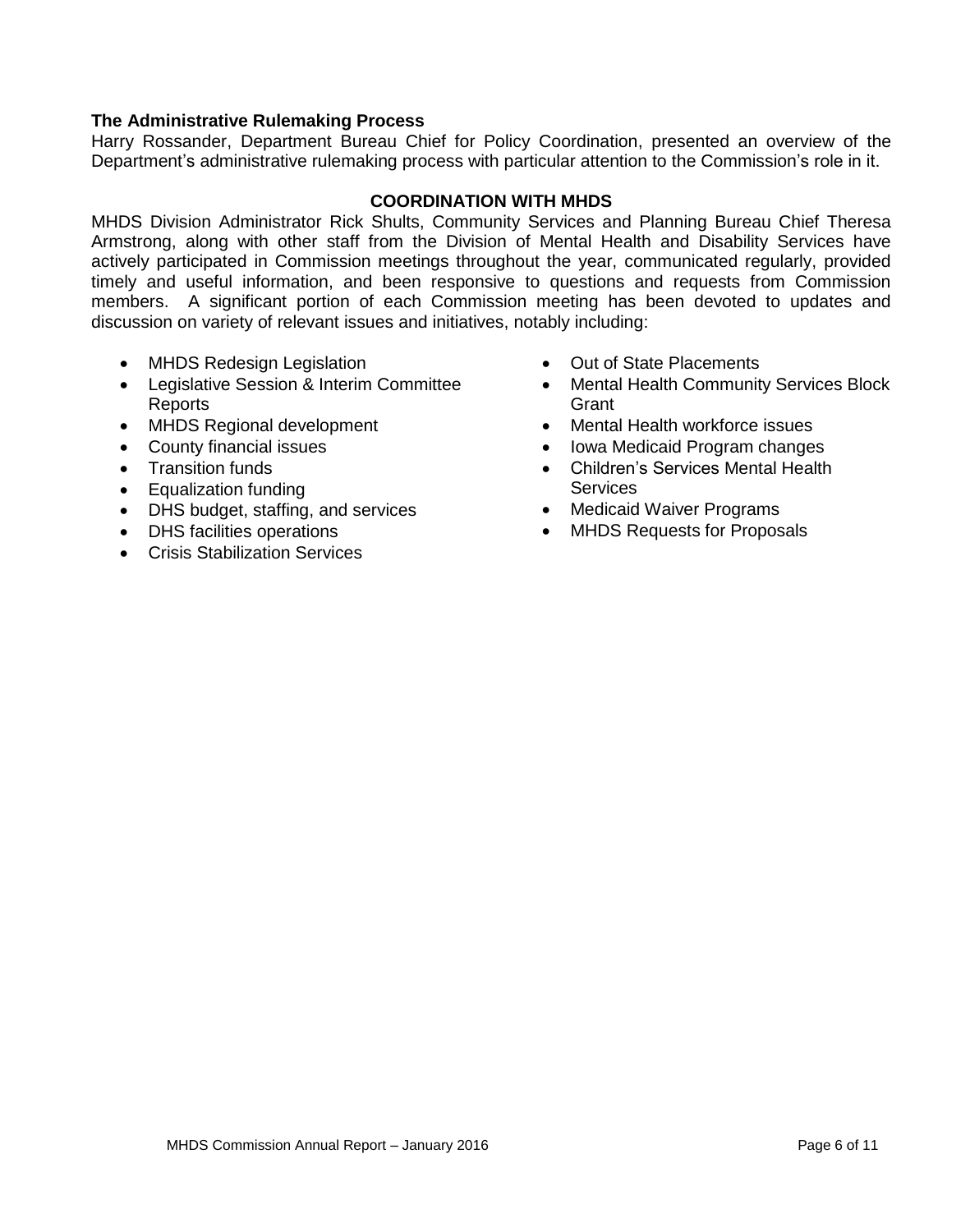**The Administrative Rulemaking Process**

Harry Rossander, Department Bureau Chief for Policy Coordination, presented an overview of the Department's administrative rulemaking process with particular attention to the Commission's role in it.

## COORDINATION WITH MHDS

MHDS Division Administrator Rick Shults, Community Services and Planning Bureau Chief Theresa Armstrong, along with other staff from the Division of Mental Health and Disability Services have actively participated in Commission meetings throughout the year, communicated regularly, provided timely and useful information, and been responsive to questions and requests from Commission members. A significant portion of each Commission meeting has been devoted to updates and discussion on variety of relevant issues and initiatives, notably including:

- MHDS Redesign Legislation
- Legislative Session & Interim Committee Reports
- MHDS Regional development
- County financial issues
- Transition funds
- Equalization funding
- DHS budget, staffing, and services
- DHS facilities operations
- Crisis Stabilization Services
- Out of State Placements
- Mental Health Community Services Block Grant
- Mental Health workforce issues
- Iowa Medicaid Program changes
- Children's Services Mental Health Services
- Medicaid Waiver Programs
- MHDS Requests for Proposals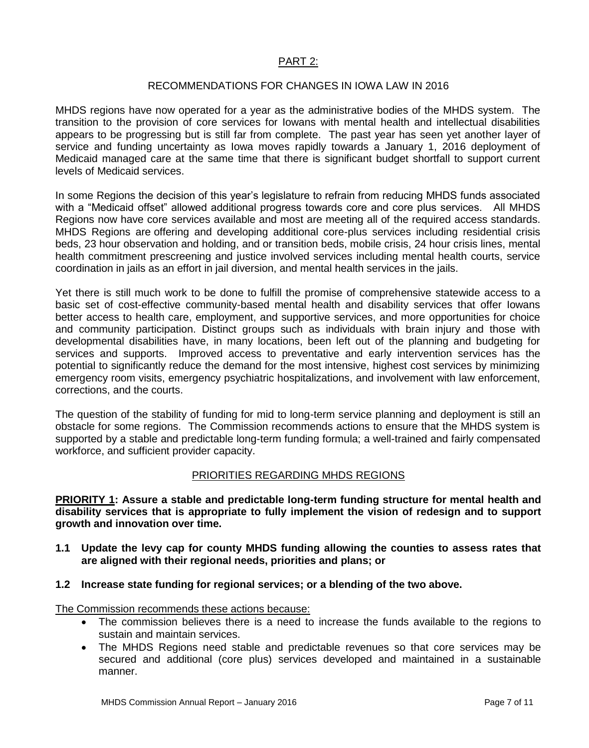## PART 2:

## RECOMMENDATIONS FOR CHANGES IN IOWA LAW IN 2016

MHDS regions have now operated for a year as the administrative bodies of the MHDS system. The transition to the provision of core services for Iowans with mental health and intellectual disabilities appears to be progressing but is still far from complete. The past year has seen yet another layer of service and funding uncertainty as Iowa moves rapidly towards a January 1, 2016 deployment of Medicaid managed care at the same time that there is significant budget shortfall to support current levels of Medicaid services.

In some Regions the decision of this year's legislature to refrain from reducing MHDS funds associated with a "Medicaid offset" allowed additional progress towards core and core plus services. All MHDS Regions now have core services available and most are meeting all of the required access standards. MHDS Regions are offering and developing additional core-plus services including residential crisis beds, 23 hour observation and holding, and or transition beds, mobile crisis, 24 hour crisis lines, mental health commitment prescreening and justice involved services including mental health courts, service coordination in jails as an effort in jail diversion, and mental health services in the jails.

Yet there is still much work to be done to fulfill the promise of comprehensive statewide access to a basic set of cost-effective community-based mental health and disability services that offer Iowans better access to health care, employment, and supportive services, and more opportunities for choice and community participation. Distinct groups such as individuals with brain injury and those with developmental disabilities have, in many locations, been left out of the planning and budgeting for services and supports. Improved access to preventative and early intervention services has the potential to significantly reduce the demand for the most intensive, highest cost services by minimizing emergency room visits, emergency psychiatric hospitalizations, and involvement with law enforcement, corrections, and the courts.

The question of the stability of funding for mid to long-term service planning and deployment is still an obstacle for some regions. The Commission recommends actions to ensure that the MHDS system is supported by a stable and predictable long-term funding formula; a well-trained and fairly compensated workforce, and sufficient provider capacity.

### PRIORITIES REGARDING MHDS REGIONS

**PRIORITY 1: Assure a stable and predictable long-term funding structure for mental health and disability services that is appropriate to fully implement the vision of redesign and to support growth and innovation over time.**

**1.1 Update the levy cap for county MHDS funding allowing the counties to assess rates that are aligned with their regional needs, priorities and plans; or**

**1.2 Increase state funding for regional services; or a blending of the two above.**

The Commission recommends these actions because:

- The commission believes there is a need to increase the funds available to the regions to sustain and maintain services.
- The MHDS Regions need stable and predictable revenues so that core services may be secured and additional (core plus) services developed and maintained in a sustainable manner.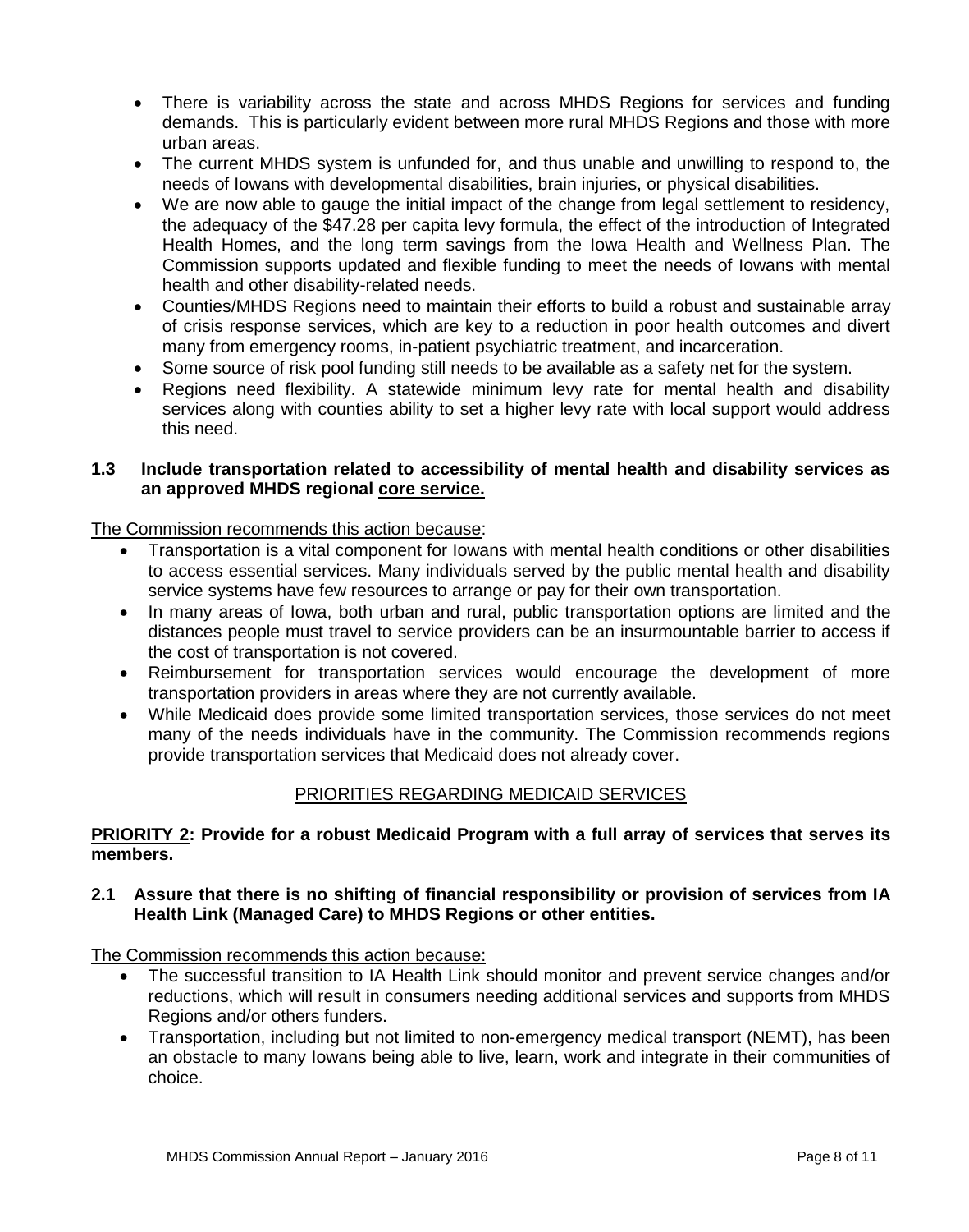- There is variability across the state and across MHDS Regions for services and funding demands. This is particularly evident between more rural MHDS Regions and those with more urban areas.
- The current MHDS system is unfunded for, and thus unable and unwilling to respond to, the needs of Iowans with developmental disabilities, brain injuries, or physical disabilities.
- We are now able to gauge the initial impact of the change from legal settlement to residency, the adequacy of the $47.28 per capita levy formula, the effect of the introduction of Integrated Health Homes, and the long term savings from the Iowa Health and Wellness Plan. The Commission supports updated and flexible funding to meet the needs of Iowans with mental health and other disability-related needs.
- Counties/MHDS Regions need to maintain their efforts to build a robust and sustainable array of crisis response services, which are key to a reduction in poor health outcomes and divert many from emergency rooms, in-patient psychiatric treatment, and incarceration.
- Some source of risk pool funding still needs to be available as a safety net for the system.
- Regions need flexibility. A statewide minimum levy rate for mental health and disability services along with counties ability to set a higher levy rate with local support would address this need.

**1.3 Include transportation related to accessibility of mental health and disability services as an approved MHDS regional <u>core service.</u>**

<u>The Commission recommends this action because</u>:

- Transportation is a vital component for Iowans with mental health conditions or other disabilities to access essential services. Many individuals served by the public mental health and disability service systems have few resources to arrange or pay for their own transportation.
- In many areas of Iowa, both urban and rural, public transportation options are limited and the distances people must travel to service providers can be an insurmountable barrier to access if the cost of transportation is not covered.
- Reimbursement for transportation services would encourage the development of more transportation providers in areas where they are not currently available.
- While Medicaid does provide some limited transportation services, those services do not meet many of the needs individuals have in the community. The Commission recommends regions provide transportation services that Medicaid does not already cover.

## <u>PRIORITIES REGARDING MEDICAID SERVICES</u>

**<u>PRIORITY 2</u>: Provide for a robust Medicaid Program with a full array of services that serves its members.**

**2.1 Assure that there is no shifting of financial responsibility or provision of services from IA Health Link (Managed Care) to MHDS Regions or other entities.**

<u>The Commission recommends this action because:</u>

- The successful transition to IA Health Link should monitor and prevent service changes and/or reductions, which will result in consumers needing additional services and supports from MHDS Regions and/or others funders.
- Transportation, including but not limited to non-emergency medical transport (NEMT), has been an obstacle to many Iowans being able to live, learn, work and integrate in their communities of choice.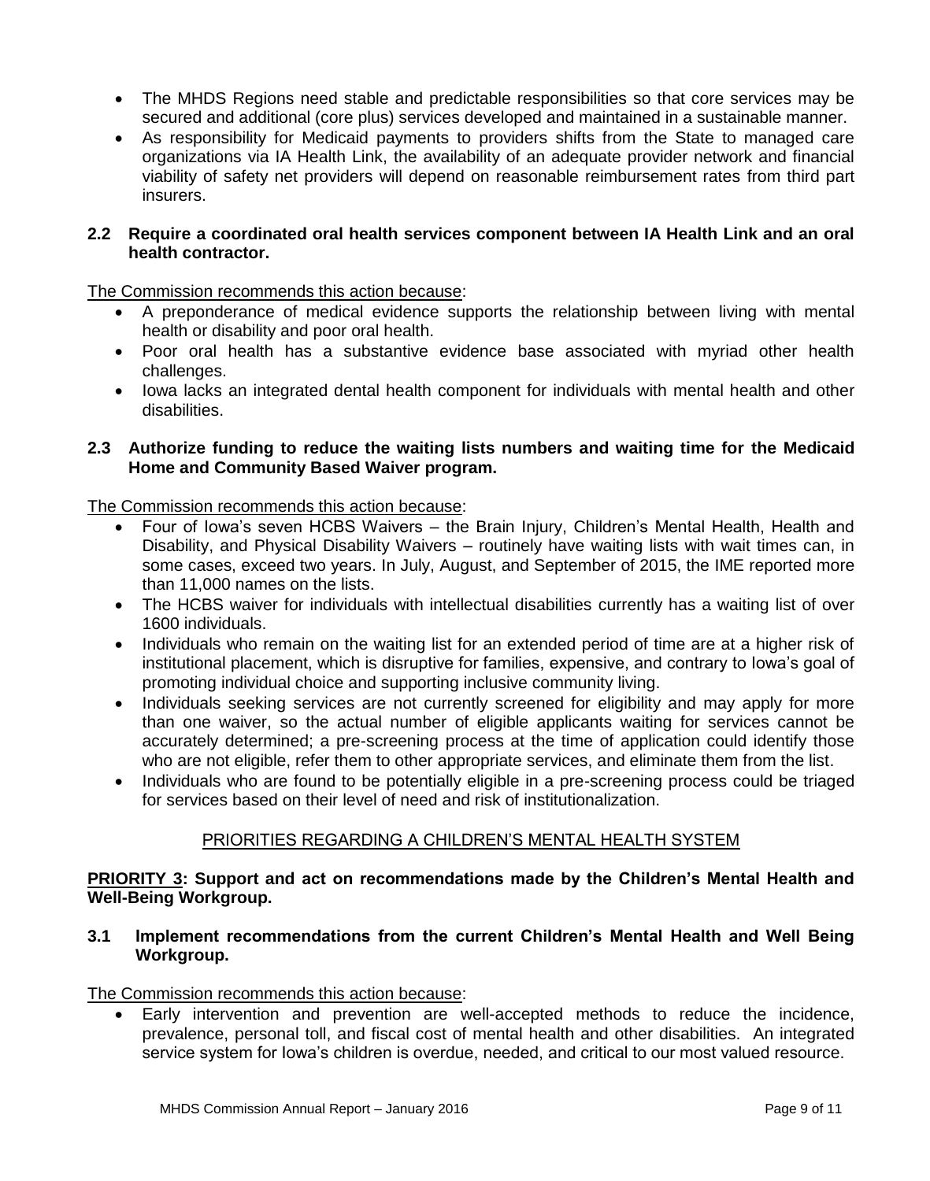- The MHDS Regions need stable and predictable responsibilities so that core services may be secured and additional (core plus) services developed and maintained in a sustainable manner.
- As responsibility for Medicaid payments to providers shifts from the State to managed care organizations via IA Health Link, the availability of an adequate provider network and financial viability of safety net providers will depend on reasonable reimbursement rates from third part insurers.

**2.2 Require a coordinated oral health services component between IA Health Link and an oral health contractor.**

<u>The Commission recommends this action because</u>:

- A preponderance of medical evidence supports the relationship between living with mental health or disability and poor oral health.
- Poor oral health has a substantive evidence base associated with myriad other health challenges.
- Iowa lacks an integrated dental health component for individuals with mental health and other disabilities.

**2.3 Authorize funding to reduce the waiting lists numbers and waiting time for the Medicaid Home and Community Based Waiver program.**

<u>The Commission recommends this action because</u>:

- Four of Iowa's seven HCBS Waivers – the Brain Injury, Children's Mental Health, Health and Disability, and Physical Disability Waivers – routinely have waiting lists with wait times can, in some cases, exceed two years. In July, August, and September of 2015, the IME reported more than 11,000 names on the lists.
- The HCBS waiver for individuals with intellectual disabilities currently has a waiting list of over 1600 individuals.
- Individuals who remain on the waiting list for an extended period of time are at a higher risk of institutional placement, which is disruptive for families, expensive, and contrary to Iowa's goal of promoting individual choice and supporting inclusive community living.
- Individuals seeking services are not currently screened for eligibility and may apply for more than one waiver, so the actual number of eligible applicants waiting for services cannot be accurately determined; a pre-screening process at the time of application could identify those who are not eligible, refer them to other appropriate services, and eliminate them from the list.
- Individuals who are found to be potentially eligible in a pre-screening process could be triaged for services based on their level of need and risk of institutionalization.

## <u>PRIORITIES REGARDING A CHILDREN'S MENTAL HEALTH SYSTEM</u>

**<u>PRIORITY 3</u>: Support and act on recommendations made by the Children's Mental Health and Well-Being Workgroup.**

**3.1 Implement recommendations from the current Children's Mental Health and Well Being Workgroup.**

<u>The Commission recommends this action because</u>:

- Early intervention and prevention are well-accepted methods to reduce the incidence, prevalence, personal toll, and fiscal cost of mental health and other disabilities. An integrated service system for Iowa's children is overdue, needed, and critical to our most valued resource.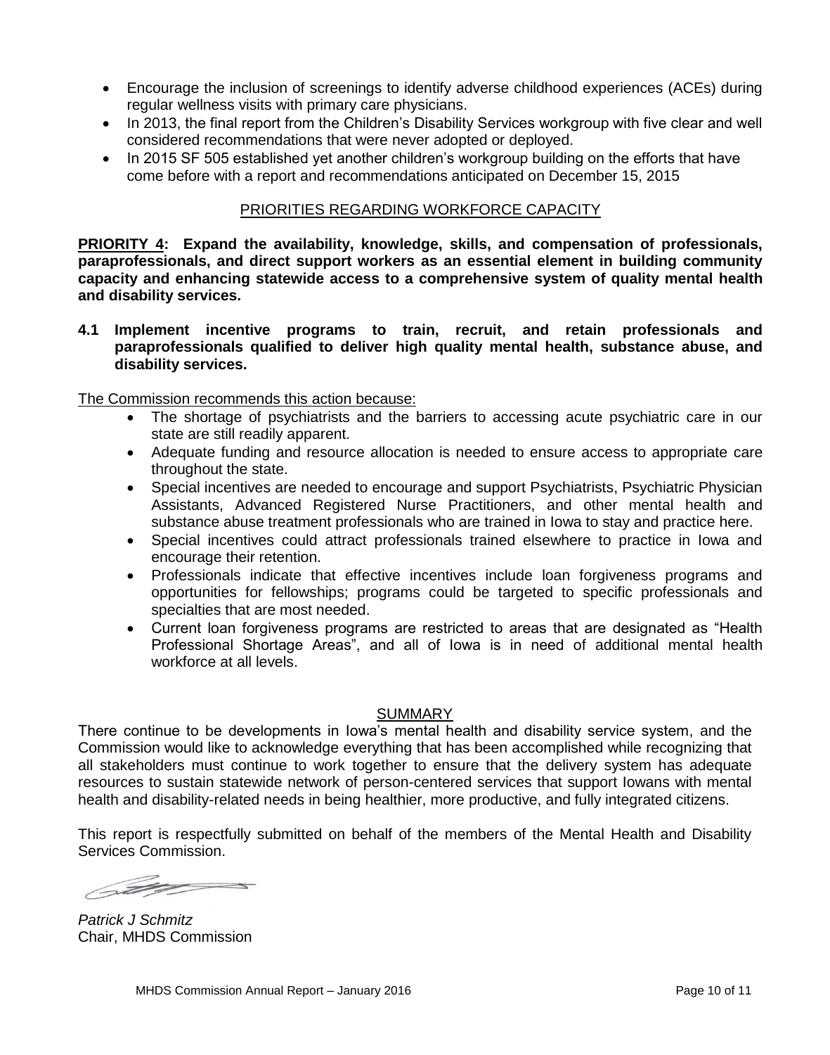- Encourage the inclusion of screenings to identify adverse childhood experiences (ACEs) during regular wellness visits with primary care physicians.
- In 2013, the final report from the Children's Disability Services workgroup with five clear and well considered recommendations that were never adopted or deployed.
- In 2015 SF 505 established yet another children's workgroup building on the efforts that have come before with a report and recommendations anticipated on December 15, 2015

## PRIORITIES REGARDING WORKFORCE CAPACITY

**PRIORITY 4: Expand the availability, knowledge, skills, and compensation of professionals, paraprofessionals, and direct support workers as an essential element in building community capacity and enhancing statewide access to a comprehensive system of quality mental health and disability services.**

**4.1 Implement incentive programs to train, recruit, and retain professionals and paraprofessionals qualified to deliver high quality mental health, substance abuse, and disability services.**

The Commission recommends this action because:

- The shortage of psychiatrists and the barriers to accessing acute psychiatric care in our state are still readily apparent.
- Adequate funding and resource allocation is needed to ensure access to appropriate care throughout the state.
- Special incentives are needed to encourage and support Psychiatrists, Psychiatric Physician Assistants, Advanced Registered Nurse Practitioners, and other mental health and substance abuse treatment professionals who are trained in Iowa to stay and practice here.
- Special incentives could attract professionals trained elsewhere to practice in Iowa and encourage their retention.
- Professionals indicate that effective incentives include loan forgiveness programs and opportunities for fellowships; programs could be targeted to specific professionals and specialties that are most needed.
- Current loan forgiveness programs are restricted to areas that are designated as "Health Professional Shortage Areas", and all of Iowa is in need of additional mental health workforce at all levels.

## SUMMARY

There continue to be developments in Iowa's mental health and disability service system, and the Commission would like to acknowledge everything that has been accomplished while recognizing that all stakeholders must continue to work together to ensure that the delivery system has adequate resources to sustain statewide network of person-centered services that support Iowans with mental health and disability-related needs in being healthier, more productive, and fully integrated citizens.

This report is respectfully submitted on behalf of the members of the Mental Health and Disability Services Commission.

*Patrick J Schmitz*
Chair, MHDS Commission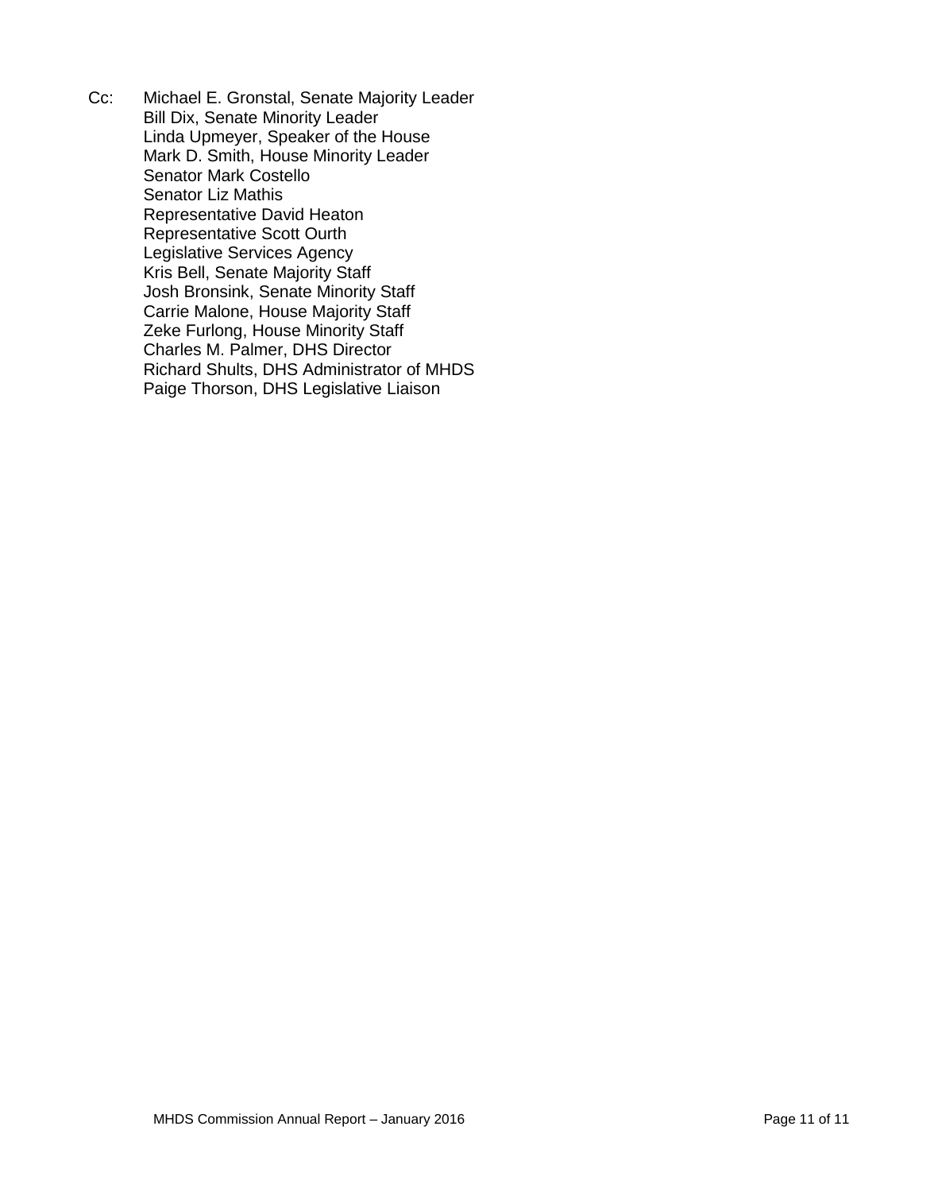Cc: Michael E. Gronstal, Senate Majority Leader
Bill Dix, Senate Minority Leader
Linda Upmeyer, Speaker of the House
Mark D. Smith, House Minority Leader
Senator Mark Costello
Senator Liz Mathis
Representative David Heaton
Representative Scott Ourth
Legislative Services Agency
Kris Bell, Senate Majority Staff
Josh Bronsink, Senate Minority Staff
Carrie Malone, House Majority Staff
Zeke Furlong, House Minority Staff
Charles M. Palmer, DHS Director
Richard Shults, DHS Administrator of MHDS
Paige Thorson, DHS Legislative Liaison